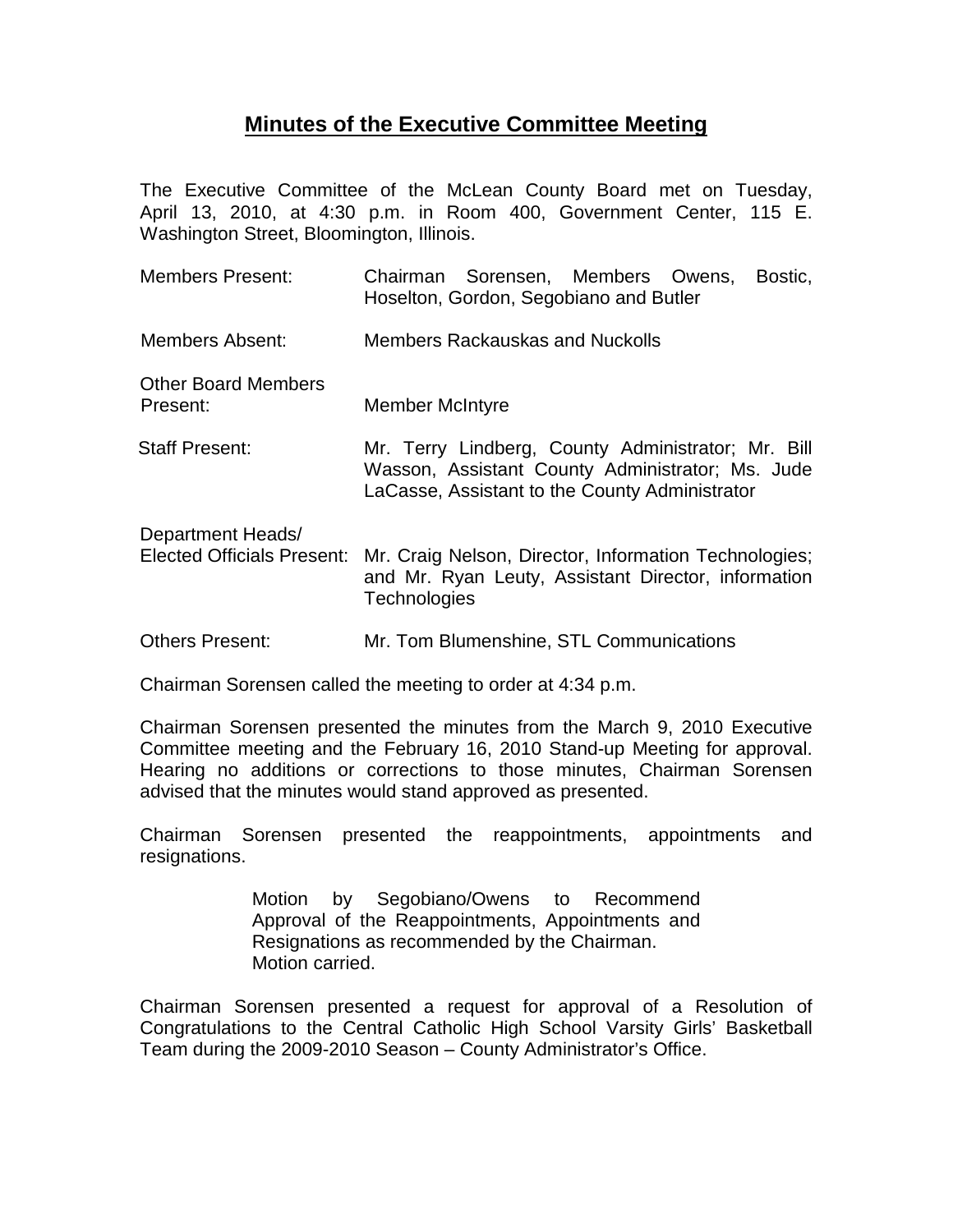# Minutes of the Executive Committee Meeting

The Executive Committee of the McLean County Board met on Tuesday, April 13, 2010, at 4:30 p.m. in Room 400, Government Center, 115 E. Washington Street, Bloomington, Illinois.

| | |
|---|---|
| Members Present: | Chairman Sorensen, Members Owens, Bostic, Hoselton, Gordon, Segobiano and Butler |
| Members Absent: | Members Rackauskas and Nuckolls |
| Other Board Members Present: | Member McIntyre |
| Staff Present: | Mr. Terry Lindberg, County Administrator; Mr. Bill Wasson, Assistant County Administrator; Ms. Jude LaCasse, Assistant to the County Administrator |
| Department Heads/ Elected Officials Present: | Mr. Craig Nelson, Director, Information Technologies; and Mr. Ryan Leuty, Assistant Director, information Technologies |
| Others Present: | Mr. Tom Blumenshine, STL Communications |

Chairman Sorensen called the meeting to order at 4:34 p.m.

Chairman Sorensen presented the minutes from the March 9, 2010 Executive Committee meeting and the February 16, 2010 Stand-up Meeting for approval. Hearing no additions or corrections to those minutes, Chairman Sorensen advised that the minutes would stand approved as presented.

Chairman Sorensen presented the reappointments, appointments and resignations.

> Motion by Segobiano/Owens to Recommend Approval of the Reappointments, Appointments and Resignations as recommended by the Chairman.
> Motion carried.

Chairman Sorensen presented a request for approval of a Resolution of Congratulations to the Central Catholic High School Varsity Girls' Basketball Team during the 2009-2010 Season – County Administrator's Office.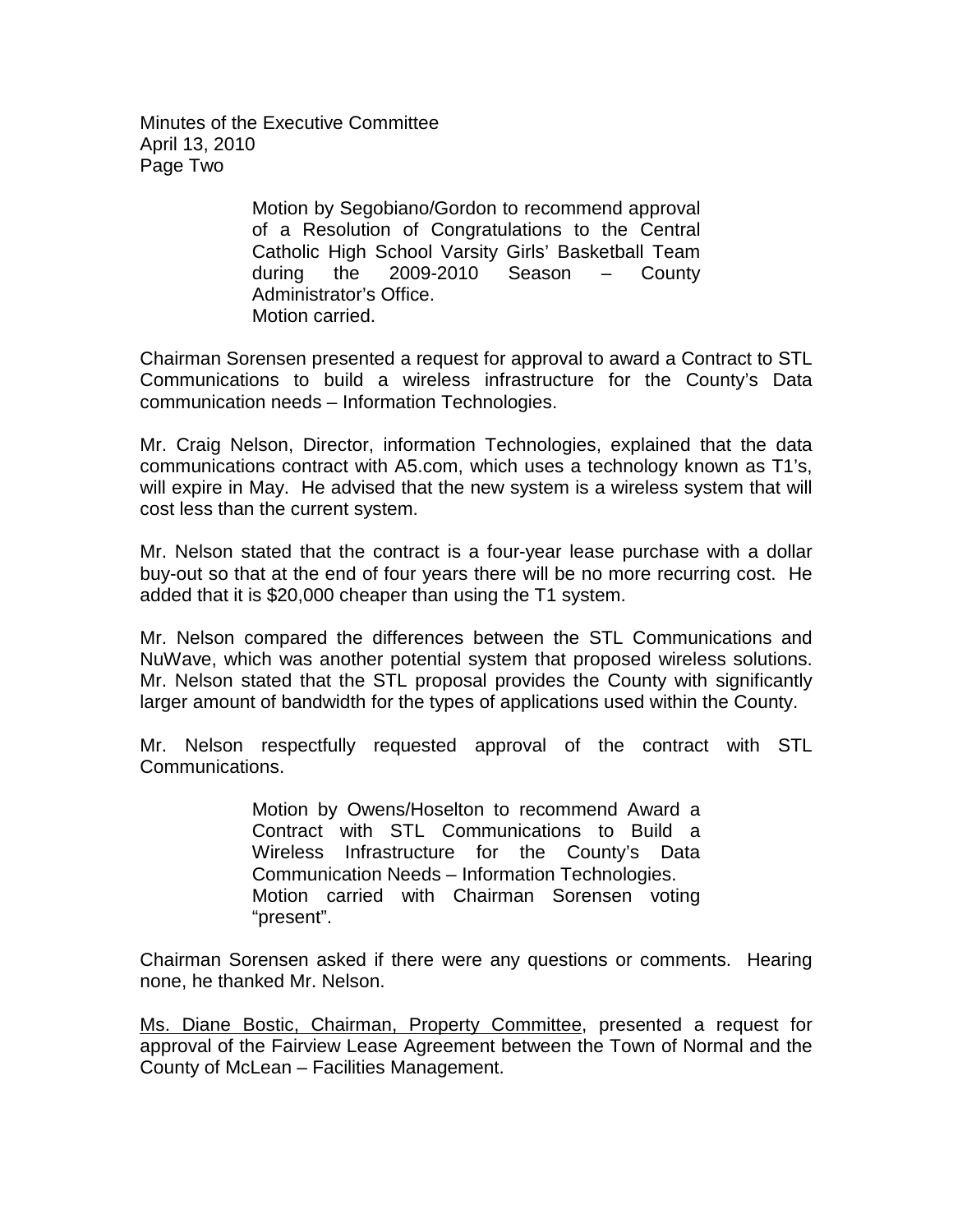Motion by Segobiano/Gordon to recommend approval of a Resolution of Congratulations to the Central Catholic High School Varsity Girls' Basketball Team during the 2009-2010 Season – County Administrator's Office.
Motion carried.

Chairman Sorensen presented a request for approval to award a Contract to STL Communications to build a wireless infrastructure for the County's Data communication needs – Information Technologies.

Mr. Craig Nelson, Director, information Technologies, explained that the data communications contract with A5.com, which uses a technology known as T1's, will expire in May. He advised that the new system is a wireless system that will cost less than the current system.

Mr. Nelson stated that the contract is a four-year lease purchase with a dollar buy-out so that at the end of four years there will be no more recurring cost. He added that it is $20,000 cheaper than using the T1 system.

Mr. Nelson compared the differences between the STL Communications and NuWave, which was another potential system that proposed wireless solutions. Mr. Nelson stated that the STL proposal provides the County with significantly larger amount of bandwidth for the types of applications used within the County.

Mr. Nelson respectfully requested approval of the contract with STL Communications.

Motion by Owens/Hoselton to recommend Award a Contract with STL Communications to Build a Wireless Infrastructure for the County's Data Communication Needs – Information Technologies.
Motion carried with Chairman Sorensen voting "present".

Chairman Sorensen asked if there were any questions or comments. Hearing none, he thanked Mr. Nelson.

Ms. Diane Bostic, Chairman, Property Committee, presented a request for approval of the Fairview Lease Agreement between the Town of Normal and the County of McLean – Facilities Management.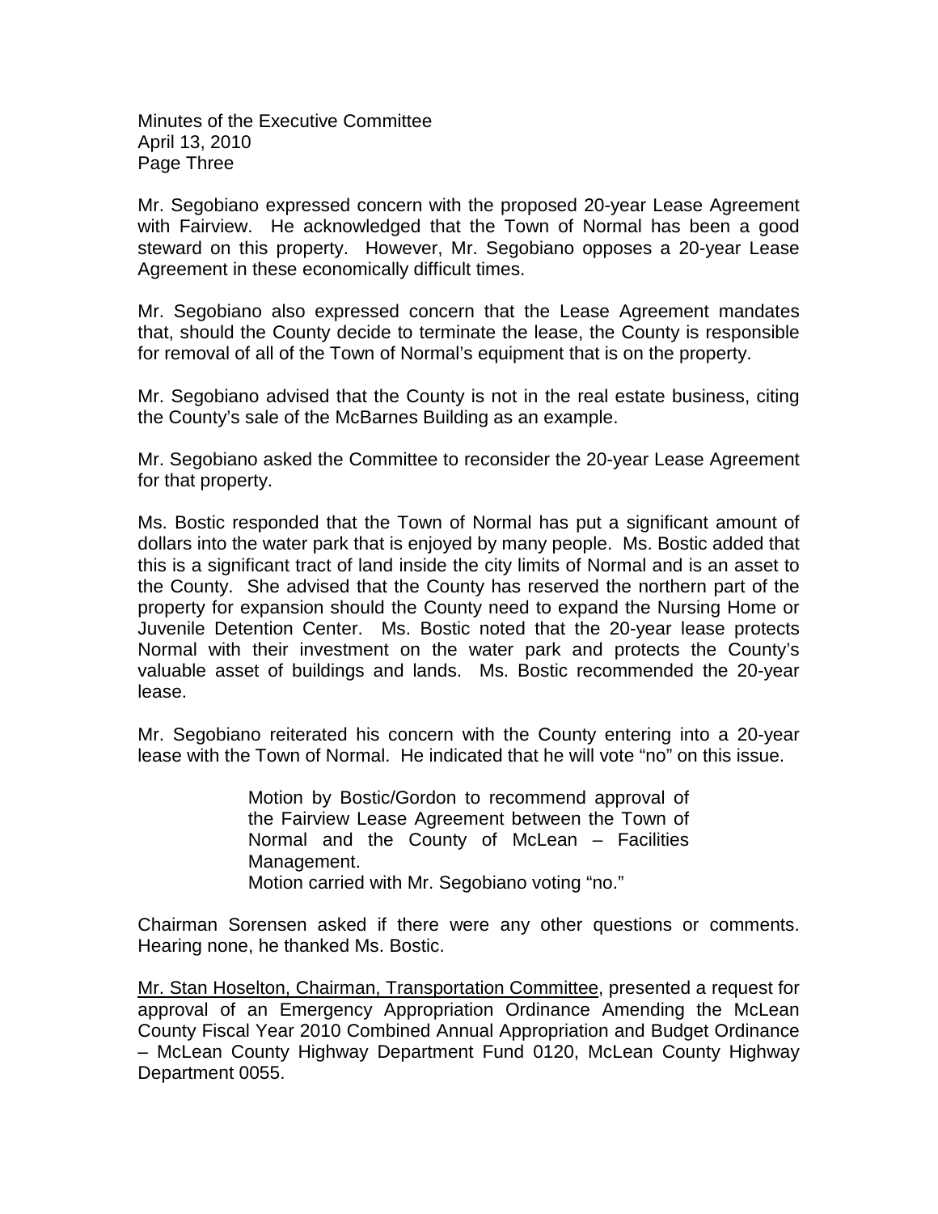Mr. Segobiano expressed concern with the proposed 20-year Lease Agreement with Fairview. He acknowledged that the Town of Normal has been a good steward on this property. However, Mr. Segobiano opposes a 20-year Lease Agreement in these economically difficult times.

Mr. Segobiano also expressed concern that the Lease Agreement mandates that, should the County decide to terminate the lease, the County is responsible for removal of all of the Town of Normal's equipment that is on the property.

Mr. Segobiano advised that the County is not in the real estate business, citing the County's sale of the McBarnes Building as an example.

Mr. Segobiano asked the Committee to reconsider the 20-year Lease Agreement for that property.

Ms. Bostic responded that the Town of Normal has put a significant amount of dollars into the water park that is enjoyed by many people. Ms. Bostic added that this is a significant tract of land inside the city limits of Normal and is an asset to the County. She advised that the County has reserved the northern part of the property for expansion should the County need to expand the Nursing Home or Juvenile Detention Center. Ms. Bostic noted that the 20-year lease protects Normal with their investment on the water park and protects the County's valuable asset of buildings and lands. Ms. Bostic recommended the 20-year lease.

Mr. Segobiano reiterated his concern with the County entering into a 20-year lease with the Town of Normal. He indicated that he will vote "no" on this issue.

> Motion by Bostic/Gordon to recommend approval of the Fairview Lease Agreement between the Town of Normal and the County of McLean – Facilities Management.
> Motion carried with Mr. Segobiano voting "no."

Chairman Sorensen asked if there were any other questions or comments. Hearing none, he thanked Ms. Bostic.

Mr. Stan Hoselton, Chairman, Transportation Committee, presented a request for approval of an Emergency Appropriation Ordinance Amending the McLean County Fiscal Year 2010 Combined Annual Appropriation and Budget Ordinance – McLean County Highway Department Fund 0120, McLean County Highway Department 0055.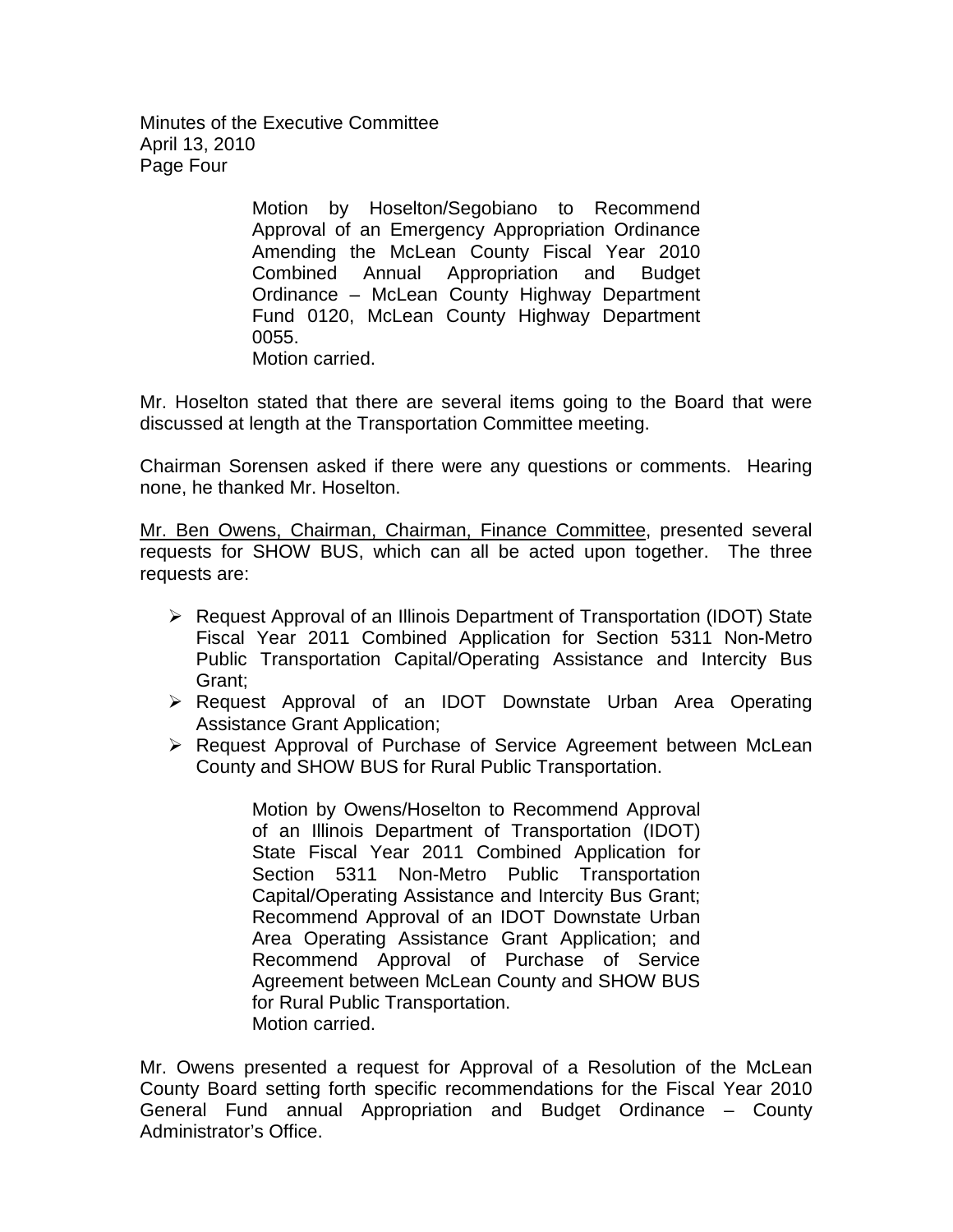Motion by Hoselton/Segobiano to Recommend Approval of an Emergency Appropriation Ordinance Amending the McLean County Fiscal Year 2010 Combined Annual Appropriation and Budget Ordinance – McLean County Highway Department Fund 0120, McLean County Highway Department 0055.
Motion carried.

Mr. Hoselton stated that there are several items going to the Board that were discussed at length at the Transportation Committee meeting.

Chairman Sorensen asked if there were any questions or comments. Hearing none, he thanked Mr. Hoselton.

<u>Mr. Ben Owens, Chairman, Chairman, Finance Committee</u>, presented several requests for SHOW BUS, which can all be acted upon together. The three requests are:

- Request Approval of an Illinois Department of Transportation (IDOT) State Fiscal Year 2011 Combined Application for Section 5311 Non-Metro Public Transportation Capital/Operating Assistance and Intercity Bus Grant;
- Request Approval of an IDOT Downstate Urban Area Operating Assistance Grant Application;
- Request Approval of Purchase of Service Agreement between McLean County and SHOW BUS for Rural Public Transportation.

Motion by Owens/Hoselton to Recommend Approval of an Illinois Department of Transportation (IDOT) State Fiscal Year 2011 Combined Application for Section 5311 Non-Metro Public Transportation Capital/Operating Assistance and Intercity Bus Grant; Recommend Approval of an IDOT Downstate Urban Area Operating Assistance Grant Application; and Recommend Approval of Purchase of Service Agreement between McLean County and SHOW BUS for Rural Public Transportation.
Motion carried.

Mr. Owens presented a request for Approval of a Resolution of the McLean County Board setting forth specific recommendations for the Fiscal Year 2010 General Fund annual Appropriation and Budget Ordinance – County Administrator's Office.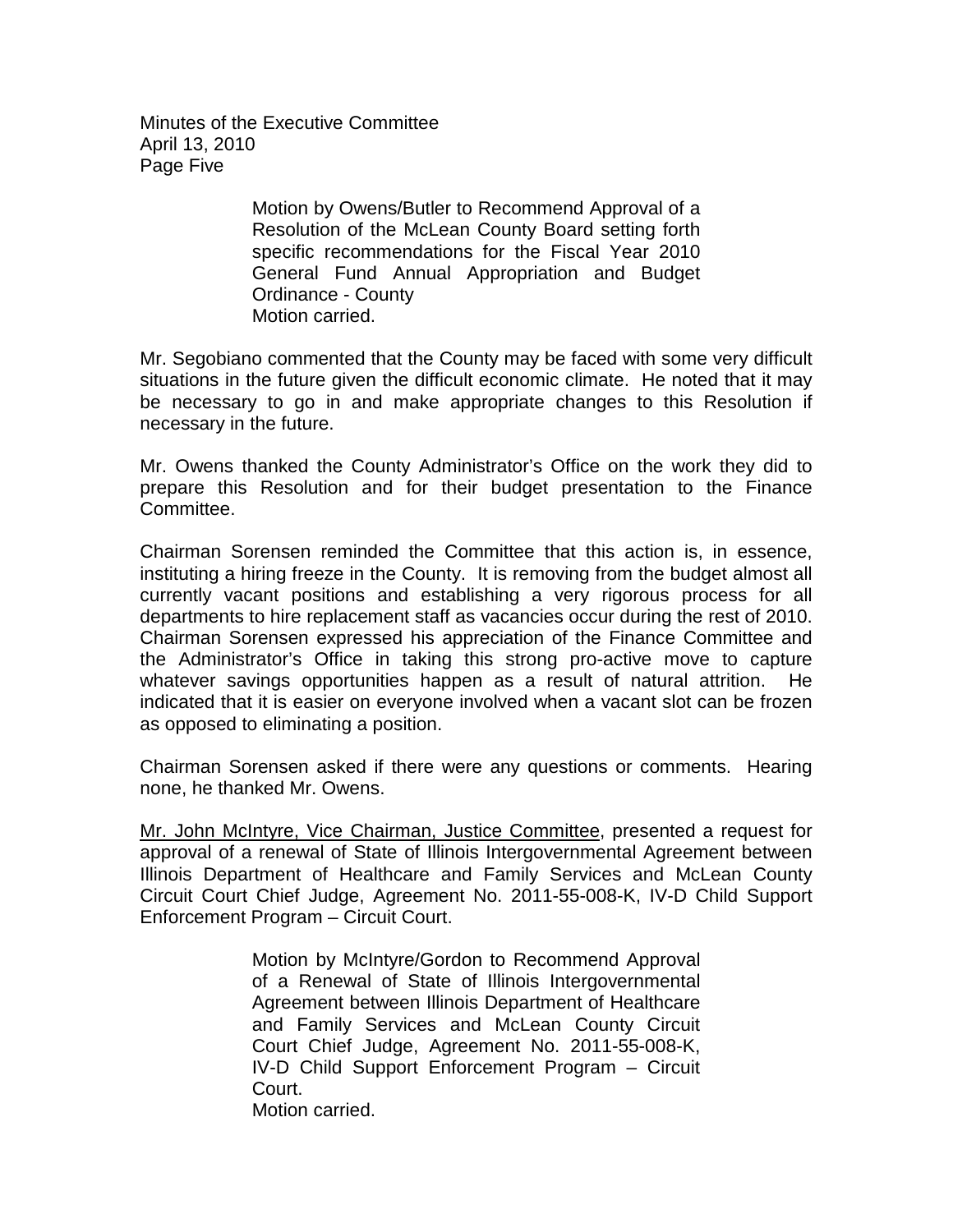> Motion by Owens/Butler to Recommend Approval of a Resolution of the McLean County Board setting forth specific recommendations for the Fiscal Year 2010 General Fund Annual Appropriation and Budget Ordinance - County
> Motion carried.

Mr. Segobiano commented that the County may be faced with some very difficult situations in the future given the difficult economic climate. He noted that it may be necessary to go in and make appropriate changes to this Resolution if necessary in the future.

Mr. Owens thanked the County Administrator's Office on the work they did to prepare this Resolution and for their budget presentation to the Finance Committee.

Chairman Sorensen reminded the Committee that this action is, in essence, instituting a hiring freeze in the County. It is removing from the budget almost all currently vacant positions and establishing a very rigorous process for all departments to hire replacement staff as vacancies occur during the rest of 2010. Chairman Sorensen expressed his appreciation of the Finance Committee and the Administrator's Office in taking this strong pro-active move to capture whatever savings opportunities happen as a result of natural attrition. He indicated that it is easier on everyone involved when a vacant slot can be frozen as opposed to eliminating a position.

Chairman Sorensen asked if there were any questions or comments. Hearing none, he thanked Mr. Owens.

<u>Mr. John McIntyre, Vice Chairman, Justice Committee</u>, presented a request for approval of a renewal of State of Illinois Intergovernmental Agreement between Illinois Department of Healthcare and Family Services and McLean County Circuit Court Chief Judge, Agreement No. 2011-55-008-K, IV-D Child Support Enforcement Program – Circuit Court.

> Motion by McIntyre/Gordon to Recommend Approval of a Renewal of State of Illinois Intergovernmental Agreement between Illinois Department of Healthcare and Family Services and McLean County Circuit Court Chief Judge, Agreement No. 2011-55-008-K, IV-D Child Support Enforcement Program – Circuit Court.
> Motion carried.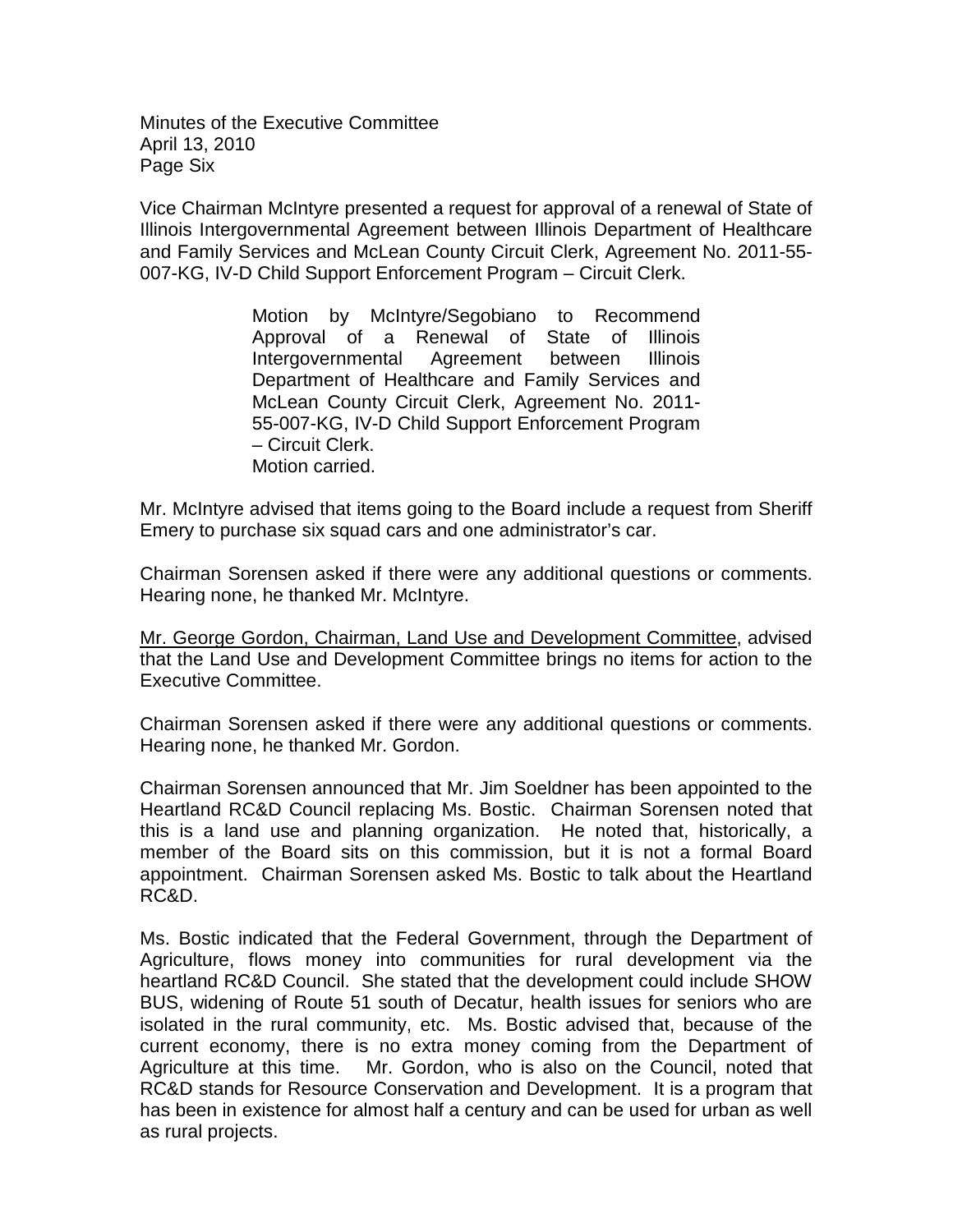Vice Chairman McIntyre presented a request for approval of a renewal of State of Illinois Intergovernmental Agreement between Illinois Department of Healthcare and Family Services and McLean County Circuit Clerk, Agreement No. 2011-55-007-KG, IV-D Child Support Enforcement Program – Circuit Clerk.

> Motion by McIntyre/Segobiano to Recommend Approval of a Renewal of State of Illinois Intergovernmental Agreement between Illinois Department of Healthcare and Family Services and McLean County Circuit Clerk, Agreement No. 2011-55-007-KG, IV-D Child Support Enforcement Program – Circuit Clerk.
> Motion carried.

Mr. McIntyre advised that items going to the Board include a request from Sheriff Emery to purchase six squad cars and one administrator's car.

Chairman Sorensen asked if there were any additional questions or comments. Hearing none, he thanked Mr. McIntyre.

Mr. George Gordon, Chairman, Land Use and Development Committee, advised that the Land Use and Development Committee brings no items for action to the Executive Committee.

Chairman Sorensen asked if there were any additional questions or comments. Hearing none, he thanked Mr. Gordon.

Chairman Sorensen announced that Mr. Jim Soeldner has been appointed to the Heartland RC&D Council replacing Ms. Bostic. Chairman Sorensen noted that this is a land use and planning organization. He noted that, historically, a member of the Board sits on this commission, but it is not a formal Board appointment. Chairman Sorensen asked Ms. Bostic to talk about the Heartland RC&D.

Ms. Bostic indicated that the Federal Government, through the Department of Agriculture, flows money into communities for rural development via the heartland RC&D Council. She stated that the development could include SHOW BUS, widening of Route 51 south of Decatur, health issues for seniors who are isolated in the rural community, etc. Ms. Bostic advised that, because of the current economy, there is no extra money coming from the Department of Agriculture at this time. Mr. Gordon, who is also on the Council, noted that RC&D stands for Resource Conservation and Development. It is a program that has been in existence for almost half a century and can be used for urban as well as rural projects.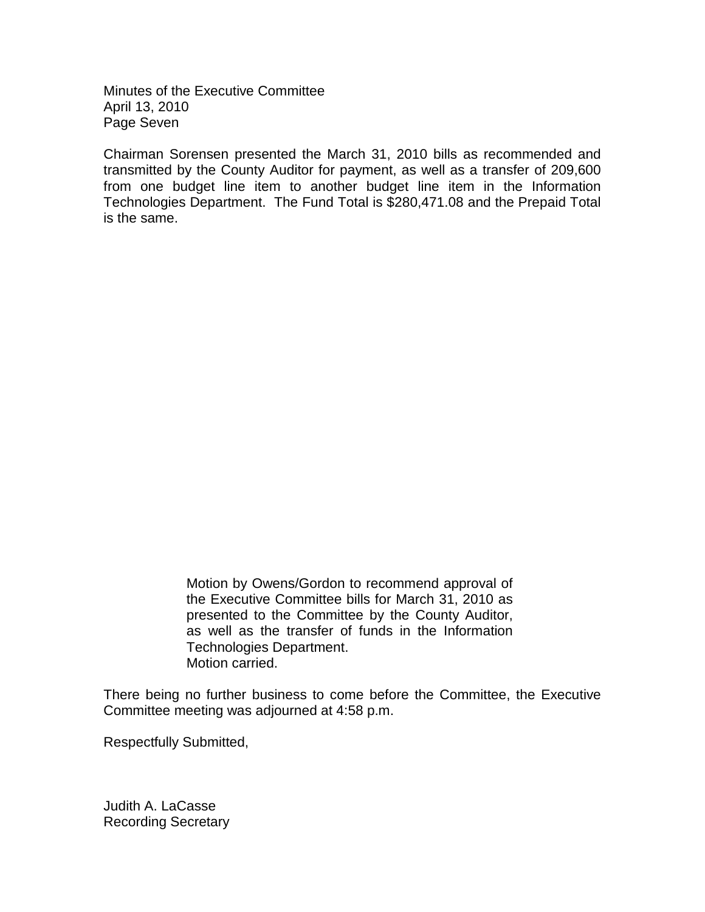Chairman Sorensen presented the March 31, 2010 bills as recommended and transmitted by the County Auditor for payment, as well as a transfer of 209,600 from one budget line item to another budget line item in the Information Technologies Department. The Fund Total is $280,471.08 and the Prepaid Total is the same.

> Motion by Owens/Gordon to recommend approval of the Executive Committee bills for March 31, 2010 as presented to the Committee by the County Auditor, as well as the transfer of funds in the Information Technologies Department.
> Motion carried.

There being no further business to come before the Committee, the Executive Committee meeting was adjourned at 4:58 p.m.

Respectfully Submitted,

Judith A. LaCasse
Recording Secretary